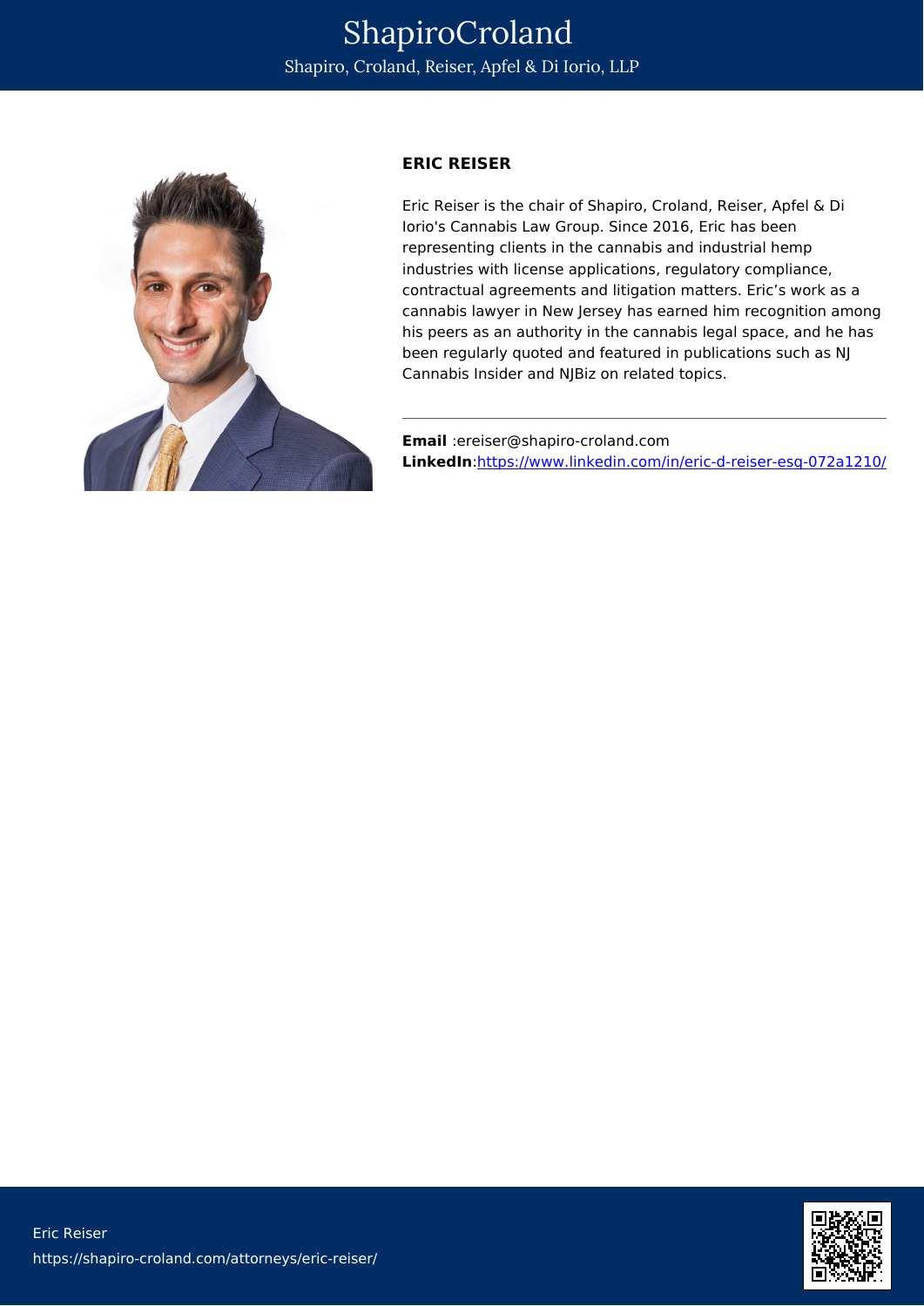# ShapiroCroland

Shapiro, Croland, Reiser, Apfel & Di Iorio, LLP

## ERIC REISER

Eric Reiser is the chair of Shapiro, Croland, Reiser, Apfel & Di Iorio's Cannabis Law Group. Since 2016, Eric has been representing clients in the cannabis and industrial hemp industries with license applications, regulatory compliance, contractual agreements and litigation matters. Eric's work as a cannabis lawyer in New Jersey has earned him recognition among his peers as an authority in the cannabis legal space, and he has been regularly quoted and featured in publications such as NJ Cannabis Insider and NJBiz on related topics.

---

**Email** :ereiser@shapiro-croland.com
**LinkedIn**:[https://www.linkedin.com/in/eric-d-reiser-esq-072a1210/](https://www.linkedin.com/in/eric-d-reiser-esq-072a1210/)

Eric Reiser
https://shapiro-croland.com/attorneys/eric-reiser/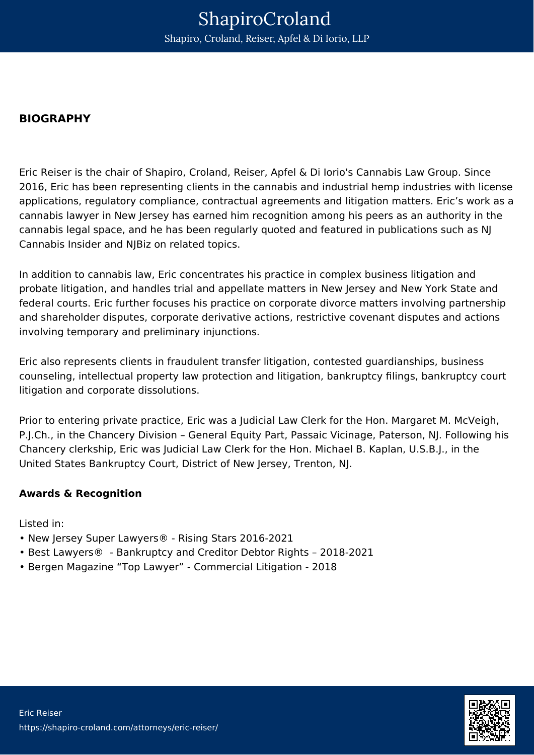## BIOGRAPHY

Eric Reiser is the chair of Shapiro, Croland, Reiser, Apfel & Di Iorio's Cannabis Law Group. Since 2016, Eric has been representing clients in the cannabis and industrial hemp industries with license applications, regulatory compliance, contractual agreements and litigation matters. Eric's work as a cannabis lawyer in New Jersey has earned him recognition among his peers as an authority in the cannabis legal space, and he has been regularly quoted and featured in publications such as NJ Cannabis Insider and NJBiz on related topics.

In addition to cannabis law, Eric concentrates his practice in complex business litigation and probate litigation, and handles trial and appellate matters in New Jersey and New York State and federal courts. Eric further focuses his practice on corporate divorce matters involving partnership and shareholder disputes, corporate derivative actions, restrictive covenant disputes and actions involving temporary and preliminary injunctions.

Eric also represents clients in fraudulent transfer litigation, contested guardianships, business counseling, intellectual property law protection and litigation, bankruptcy filings, bankruptcy court litigation and corporate dissolutions.

Prior to entering private practice, Eric was a Judicial Law Clerk for the Hon. Margaret M. McVeigh, P.J.Ch., in the Chancery Division – General Equity Part, Passaic Vicinage, Paterson, NJ. Following his Chancery clerkship, Eric was Judicial Law Clerk for the Hon. Michael B. Kaplan, U.S.B.J., in the United States Bankruptcy Court, District of New Jersey, Trenton, NJ.

### Awards & Recognition

Listed in:

- New Jersey Super Lawyers® - Rising Stars 2016-2021
- Best Lawyers® - Bankruptcy and Creditor Debtor Rights – 2018-2021
- Bergen Magazine "Top Lawyer" - Commercial Litigation - 2018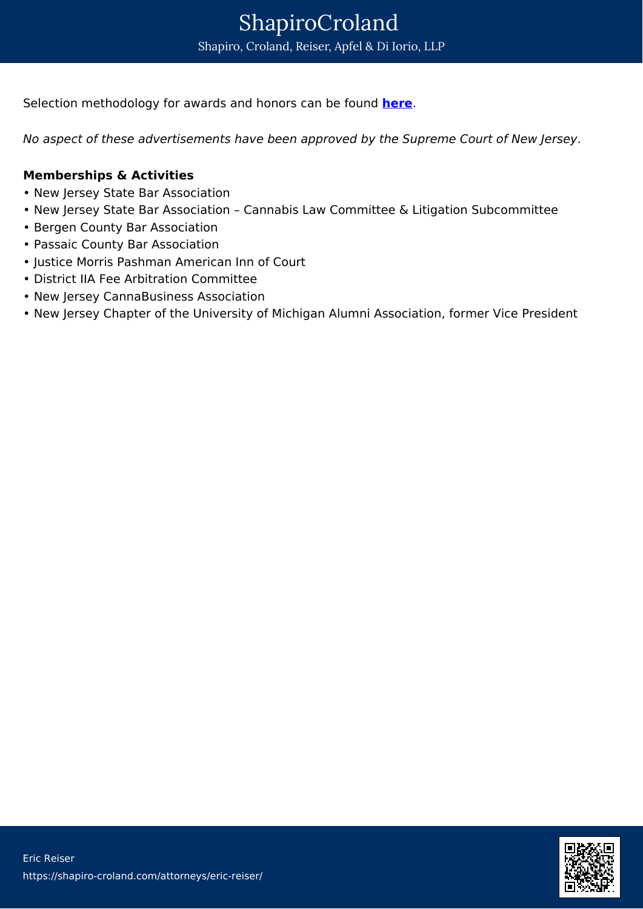Selection methodology for awards and honors can be found **here**.

*No aspect of these advertisements have been approved by the Supreme Court of New Jersey.*

**Memberships & Activities**

- New Jersey State Bar Association
- New Jersey State Bar Association – Cannabis Law Committee & Litigation Subcommittee
- Bergen County Bar Association
- Passaic County Bar Association
- Justice Morris Pashman American Inn of Court
- District IIA Fee Arbitration Committee
- New Jersey CannaBusiness Association
- New Jersey Chapter of the University of Michigan Alumni Association, former Vice President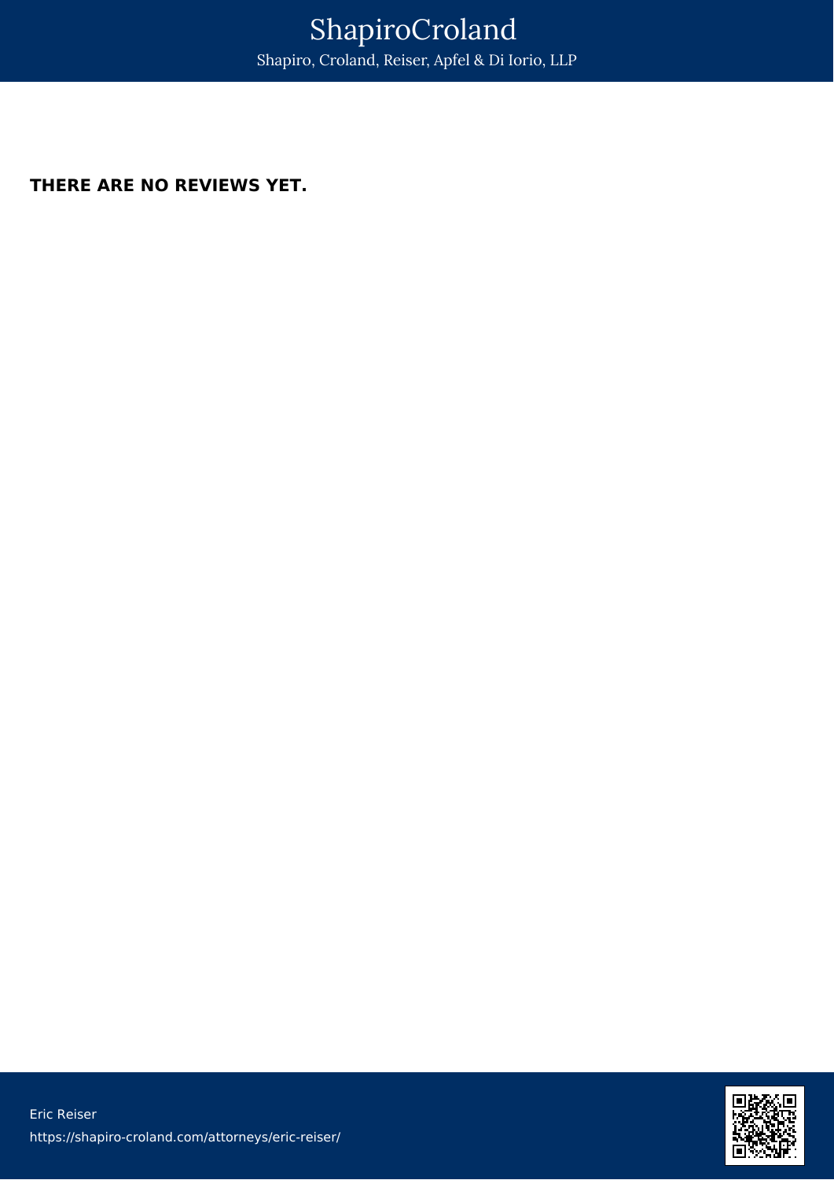**THERE ARE NO REVIEWS YET.**